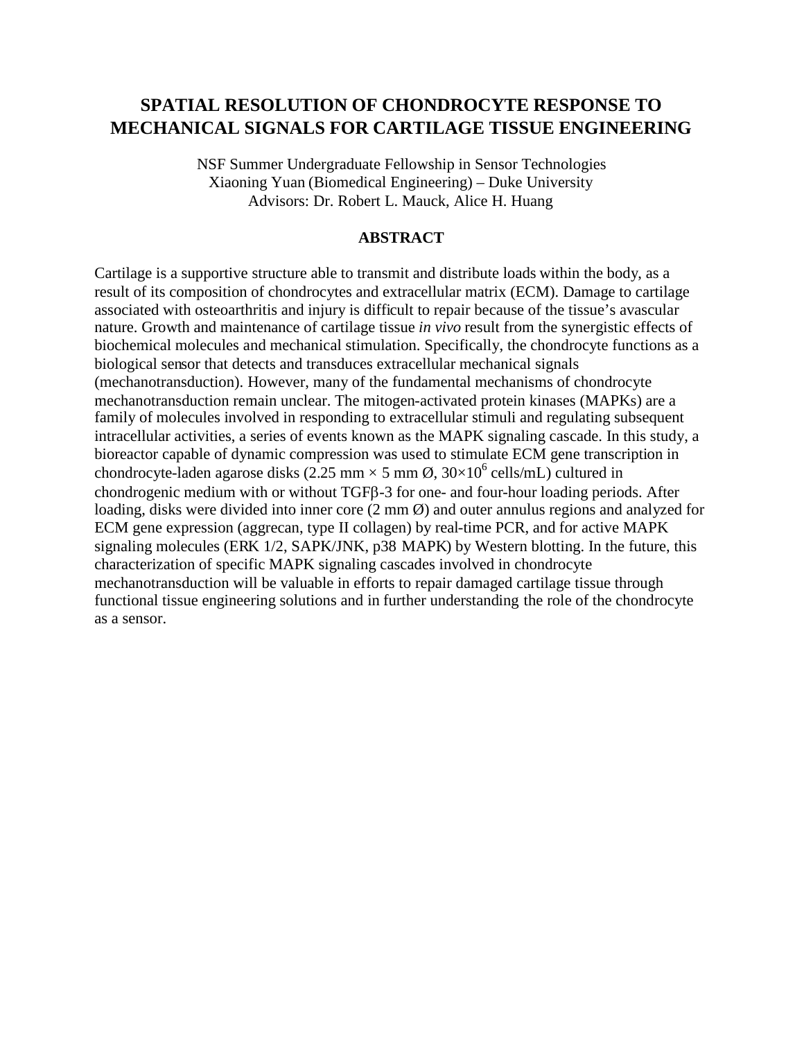# SPATIAL RESOLUTION OF CHONDROCYTE RESPONSE TO MECHANICAL SIGNALS FOR CARTILAGE TISSUE ENGINEERING

NSF Summer Undergraduate Fellowship in Sensor Technologies
Xiaoning Yuan (Biomedical Engineering) – Duke University
Advisors: Dr. Robert L. Mauck, Alice H. Huang

## ABSTRACT

Cartilage is a supportive structure able to transmit and distribute loads within the body, as a result of its composition of chondrocytes and extracellular matrix (ECM). Damage to cartilage associated with osteoarthritis and injury is difficult to repair because of the tissue's avascular nature. Growth and maintenance of cartilage tissue *in vivo* result from the synergistic effects of biochemical molecules and mechanical stimulation. Specifically, the chondrocyte functions as a biological sensor that detects and transduces extracellular mechanical signals (mechanotransduction). However, many of the fundamental mechanisms of chondrocyte mechanotransduction remain unclear. The mitogen-activated protein kinases (MAPKs) are a family of molecules involved in responding to extracellular stimuli and regulating subsequent intracellular activities, a series of events known as the MAPK signaling cascade. In this study, a bioreactor capable of dynamic compression was used to stimulate ECM gene transcription in chondrocyte-laden agarose disks (2.25 mm × 5 mm Ø, $30 \times 10^6$ cells/mL) cultured in chondrogenic medium with or without TGFβ-3 for one- and four-hour loading periods. After loading, disks were divided into inner core (2 mm Ø) and outer annulus regions and analyzed for ECM gene expression (aggrecan, type II collagen) by real-time PCR, and for active MAPK signaling molecules (ERK 1/2, SAPK/JNK, p38 MAPK) by Western blotting. In the future, this characterization of specific MAPK signaling cascades involved in chondrocyte mechanotransduction will be valuable in efforts to repair damaged cartilage tissue through functional tissue engineering solutions and in further understanding the role of the chondrocyte as a sensor.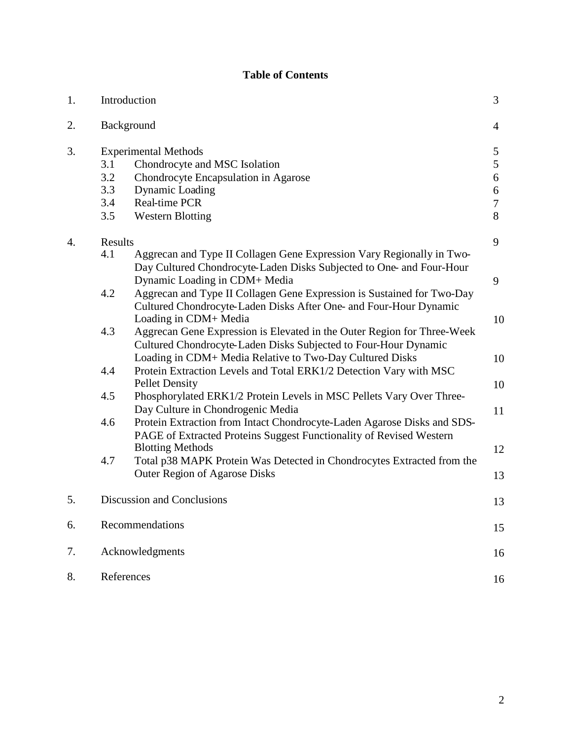## Table of Contents

| | | | |
|---|---|---|---|
| 1. | Introduction | | 3 |
| 2. | Background | | 4 |
| 3. | Experimental Methods | | 5 |
| | 3.1 | Chondrocyte and MSC Isolation | 5 |
| | 3.2 | Chondrocyte Encapsulation in Agarose | 6 |
| | 3.3 | Dynamic Loading | 6 |
| | 3.4 | Real-time PCR | 7 |
| | 3.5 | Western Blotting | 8 |
| 4. | Results | | 9 |
| | 4.1 | Aggrecan and Type II Collagen Gene Expression Vary Regionally in Two-Day Cultured Chondrocyte-Laden Disks Subjected to One- and Four-Hour Dynamic Loading in CDM+ Media | 9 |
| | 4.2 | Aggrecan and Type II Collagen Gene Expression is Sustained for Two-Day Cultured Chondrocyte-Laden Disks After One- and Four-Hour Dynamic Loading in CDM+ Media | 10 |
| | 4.3 | Aggrecan Gene Expression is Elevated in the Outer Region for Three-Week Cultured Chondrocyte-Laden Disks Subjected to Four-Hour Dynamic Loading in CDM+ Media Relative to Two-Day Cultured Disks | 10 |
| | 4.4 | Protein Extraction Levels and Total ERK1/2 Detection Vary with MSC Pellet Density | 10 |
| | 4.5 | Phosphorylated ERK1/2 Protein Levels in MSC Pellets Vary Over Three-Day Culture in Chondrogenic Media | 11 |
| | 4.6 | Protein Extraction from Intact Chondrocyte-Laden Agarose Disks and SDS-PAGE of Extracted Proteins Suggest Functionality of Revised Western Blotting Methods | 12 |
| | 4.7 | Total p38 MAPK Protein Was Detected in Chondrocytes Extracted from the Outer Region of Agarose Disks | 13 |
| 5. | Discussion and Conclusions | | 13 |
| 6. | Recommendations | | 15 |
| 7. | Acknowledgments | | 16 |
| 8. | References | | 16 |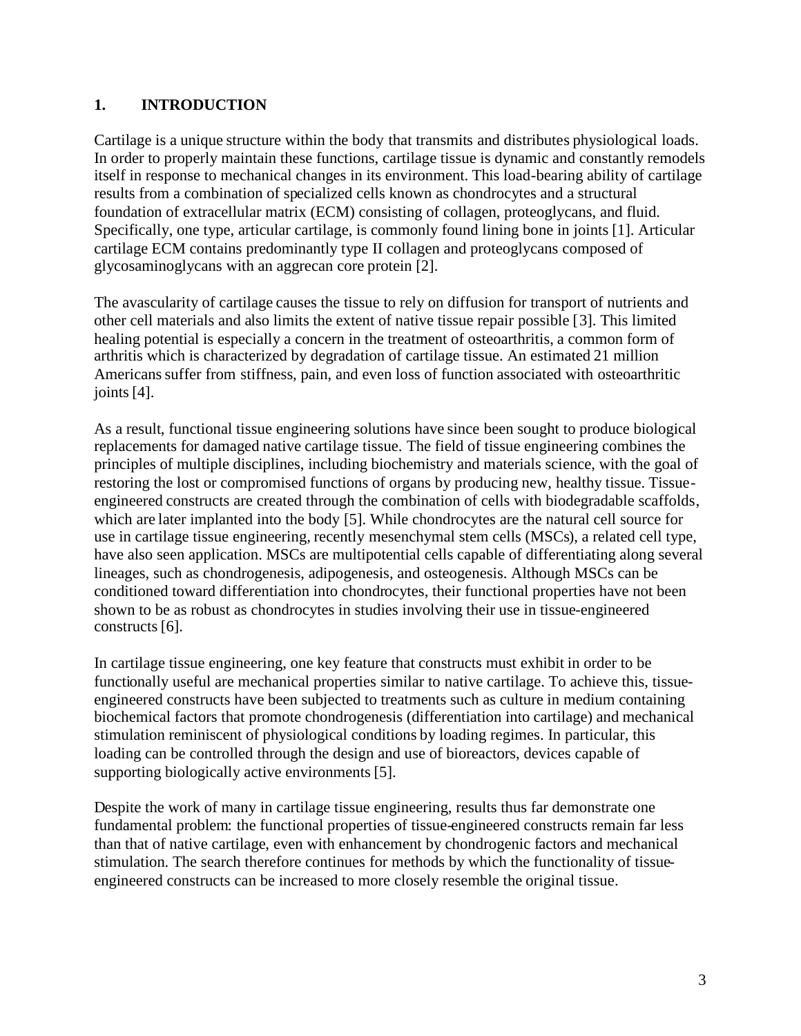## 1. INTRODUCTION

Cartilage is a unique structure within the body that transmits and distributes physiological loads. In order to properly maintain these functions, cartilage tissue is dynamic and constantly remodels itself in response to mechanical changes in its environment. This load-bearing ability of cartilage results from a combination of specialized cells known as chondrocytes and a structural foundation of extracellular matrix (ECM) consisting of collagen, proteoglycans, and fluid. Specifically, one type, articular cartilage, is commonly found lining bone in joints [1]. Articular cartilage ECM contains predominantly type II collagen and proteoglycans composed of glycosaminoglycans with an aggrecan core protein [2].

The avascularity of cartilage causes the tissue to rely on diffusion for transport of nutrients and other cell materials and also limits the extent of native tissue repair possible [3]. This limited healing potential is especially a concern in the treatment of osteoarthritis, a common form of arthritis which is characterized by degradation of cartilage tissue. An estimated 21 million Americans suffer from stiffness, pain, and even loss of function associated with osteoarthritic joints [4].

As a result, functional tissue engineering solutions have since been sought to produce biological replacements for damaged native cartilage tissue. The field of tissue engineering combines the principles of multiple disciplines, including biochemistry and materials science, with the goal of restoring the lost or compromised functions of organs by producing new, healthy tissue. Tissue-engineered constructs are created through the combination of cells with biodegradable scaffolds, which are later implanted into the body [5]. While chondrocytes are the natural cell source for use in cartilage tissue engineering, recently mesenchymal stem cells (MSCs), a related cell type, have also seen application. MSCs are multipotential cells capable of differentiating along several lineages, such as chondrogenesis, adipogenesis, and osteogenesis. Although MSCs can be conditioned toward differentiation into chondrocytes, their functional properties have not been shown to be as robust as chondrocytes in studies involving their use in tissue-engineered constructs [6].

In cartilage tissue engineering, one key feature that constructs must exhibit in order to be functionally useful are mechanical properties similar to native cartilage. To achieve this, tissue-engineered constructs have been subjected to treatments such as culture in medium containing biochemical factors that promote chondrogenesis (differentiation into cartilage) and mechanical stimulation reminiscent of physiological conditions by loading regimes. In particular, this loading can be controlled through the design and use of bioreactors, devices capable of supporting biologically active environments [5].

Despite the work of many in cartilage tissue engineering, results thus far demonstrate one fundamental problem: the functional properties of tissue-engineered constructs remain far less than that of native cartilage, even with enhancement by chondrogenic factors and mechanical stimulation. The search therefore continues for methods by which the functionality of tissue-engineered constructs can be increased to more closely resemble the original tissue.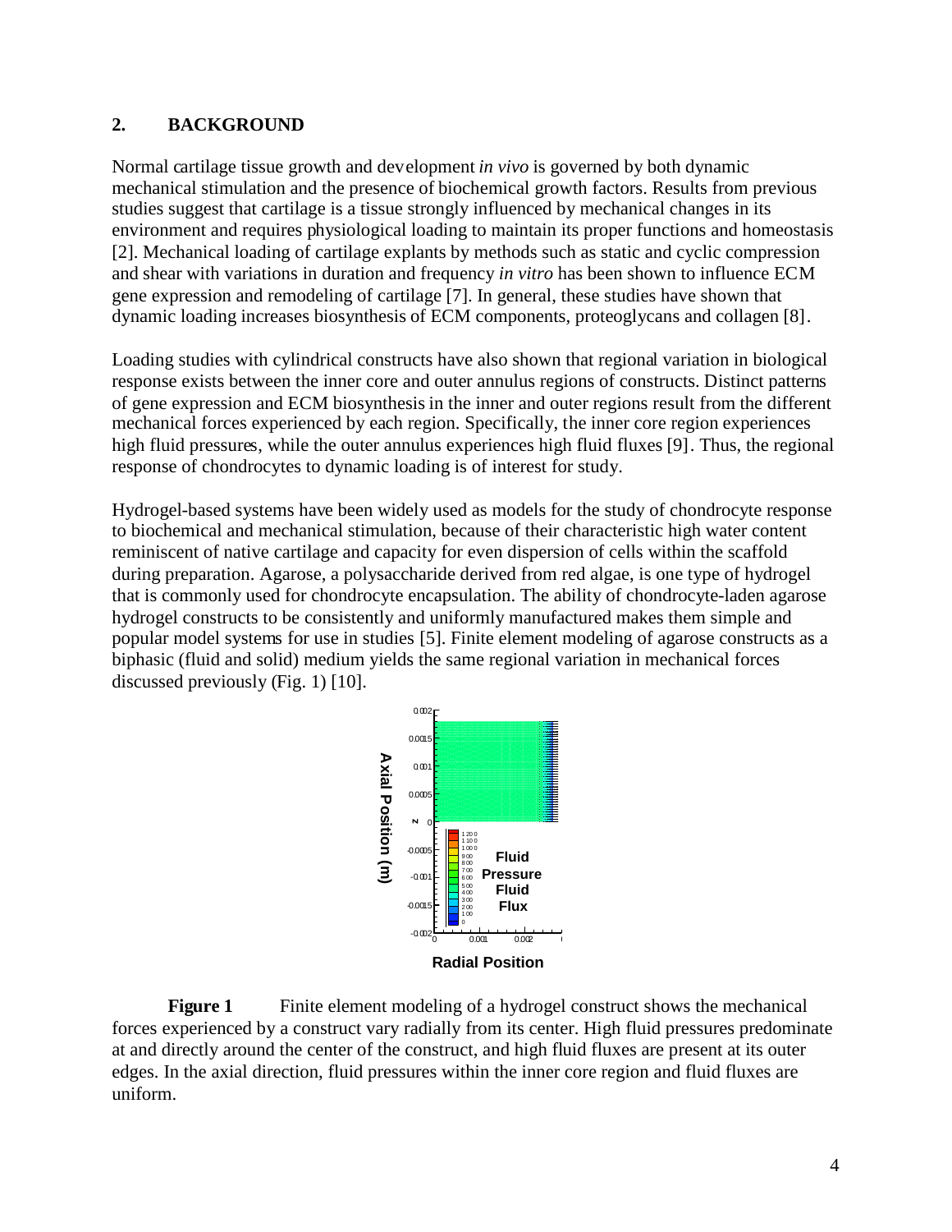## 2. BACKGROUND

Normal cartilage tissue growth and development *in vivo* is governed by both dynamic mechanical stimulation and the presence of biochemical growth factors. Results from previous studies suggest that cartilage is a tissue strongly influenced by mechanical changes in its environment and requires physiological loading to maintain its proper functions and homeostasis [2]. Mechanical loading of cartilage explants by methods such as static and cyclic compression and shear with variations in duration and frequency *in vitro* has been shown to influence ECM gene expression and remodeling of cartilage [7]. In general, these studies have shown that dynamic loading increases biosynthesis of ECM components, proteoglycans and collagen [8].

Loading studies with cylindrical constructs have also shown that regional variation in biological response exists between the inner core and outer annulus regions of constructs. Distinct patterns of gene expression and ECM biosynthesis in the inner and outer regions result from the different mechanical forces experienced by each region. Specifically, the inner core region experiences high fluid pressures, while the outer annulus experiences high fluid fluxes [9]. Thus, the regional response of chondrocytes to dynamic loading is of interest for study.

Hydrogel-based systems have been widely used as models for the study of chondrocyte response to biochemical and mechanical stimulation, because of their characteristic high water content reminiscent of native cartilage and capacity for even dispersion of cells within the scaffold during preparation. Agarose, a polysaccharide derived from red algae, is one type of hydrogel that is commonly used for chondrocyte encapsulation. The ability of chondrocyte-laden agarose hydrogel constructs to be consistently and uniformly manufactured makes them simple and popular model systems for use in studies [5]. Finite element modeling of agarose constructs as a biphasic (fluid and solid) medium yields the same regional variation in mechanical forces discussed previously (Fig. 1) [10].

**Figure 1** Finite element modeling of a hydrogel construct shows the mechanical forces experienced by a construct vary radially from its center. High fluid pressures predominate at and directly around the center of the construct, and high fluid fluxes are present at its outer edges. In the axial direction, fluid pressures within the inner core region and fluid fluxes are uniform.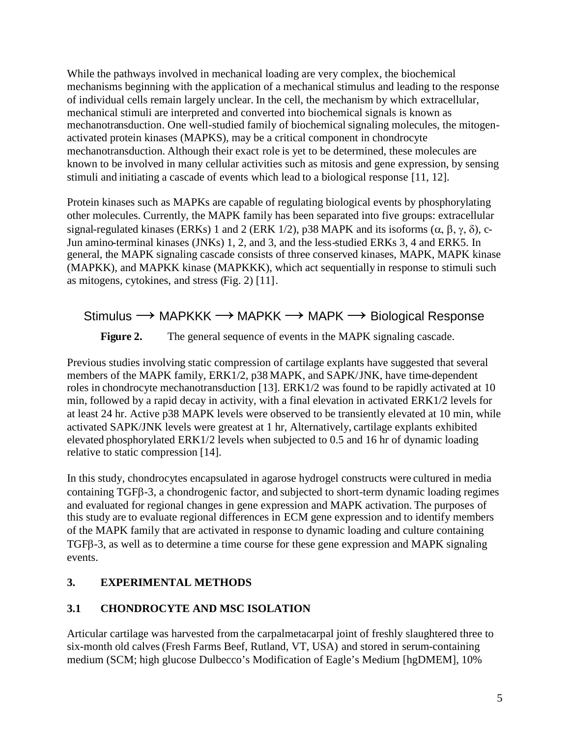While the pathways involved in mechanical loading are very complex, the biochemical mechanisms beginning with the application of a mechanical stimulus and leading to the response of individual cells remain largely unclear. In the cell, the mechanism by which extracellular, mechanical stimuli are interpreted and converted into biochemical signals is known as mechanotransduction. One well-studied family of biochemical signaling molecules, the mitogen-activated protein kinases (MAPKS), may be a critical component in chondrocyte mechanotransduction. Although their exact role is yet to be determined, these molecules are known to be involved in many cellular activities such as mitosis and gene expression, by sensing stimuli and initiating a cascade of events which lead to a biological response [11, 12].

Protein kinases such as MAPKs are capable of regulating biological events by phosphorylating other molecules. Currently, the MAPK family has been separated into five groups: extracellular signal-regulated kinases (ERKs) 1 and 2 (ERK 1/2), p38 MAPK and its isoforms ($\alpha$, $\beta$, $\gamma$, $\delta$), c-Jun amino-terminal kinases (JNKs) 1, 2, and 3, and the less-studied ERKs 3, 4 and ERK5. In general, the MAPK signaling cascade consists of three conserved kinases, MAPK, MAPK kinase (MAPKK), and MAPKK kinase (MAPKKK), which act sequentially in response to stimuli such as mitogens, cytokines, and stress (Fig. 2) [11].

Stimulus ⟶ MAPKKK ⟶ MAPKK ⟶ MAPK ⟶ Biological Response

**Figure 2.** The general sequence of events in the MAPK signaling cascade.

Previous studies involving static compression of cartilage explants have suggested that several members of the MAPK family, ERK1/2, p38 MAPK, and SAPK/JNK, have time-dependent roles in chondrocyte mechanotransduction [13]. ERK1/2 was found to be rapidly activated at 10 min, followed by a rapid decay in activity, with a final elevation in activated ERK1/2 levels for at least 24 hr. Active p38 MAPK levels were observed to be transiently elevated at 10 min, while activated SAPK/JNK levels were greatest at 1 hr, Alternatively, cartilage explants exhibited elevated phosphorylated ERK1/2 levels when subjected to 0.5 and 16 hr of dynamic loading relative to static compression [14].

In this study, chondrocytes encapsulated in agarose hydrogel constructs were cultured in media containing TGF$\beta$-3, a chondrogenic factor, and subjected to short-term dynamic loading regimes and evaluated for regional changes in gene expression and MAPK activation. The purposes of this study are to evaluate regional differences in ECM gene expression and to identify members of the MAPK family that are activated in response to dynamic loading and culture containing TGF$\beta$-3, as well as to determine a time course for these gene expression and MAPK signaling events.

## 3. EXPERIMENTAL METHODS

### 3.1 CHONDROCYTE AND MSC ISOLATION

Articular cartilage was harvested from the carpalmetacarpal joint of freshly slaughtered three to six-month old calves (Fresh Farms Beef, Rutland, VT, USA) and stored in serum-containing medium (SCM; high glucose Dulbecco's Modification of Eagle's Medium [hgDMEM], 10%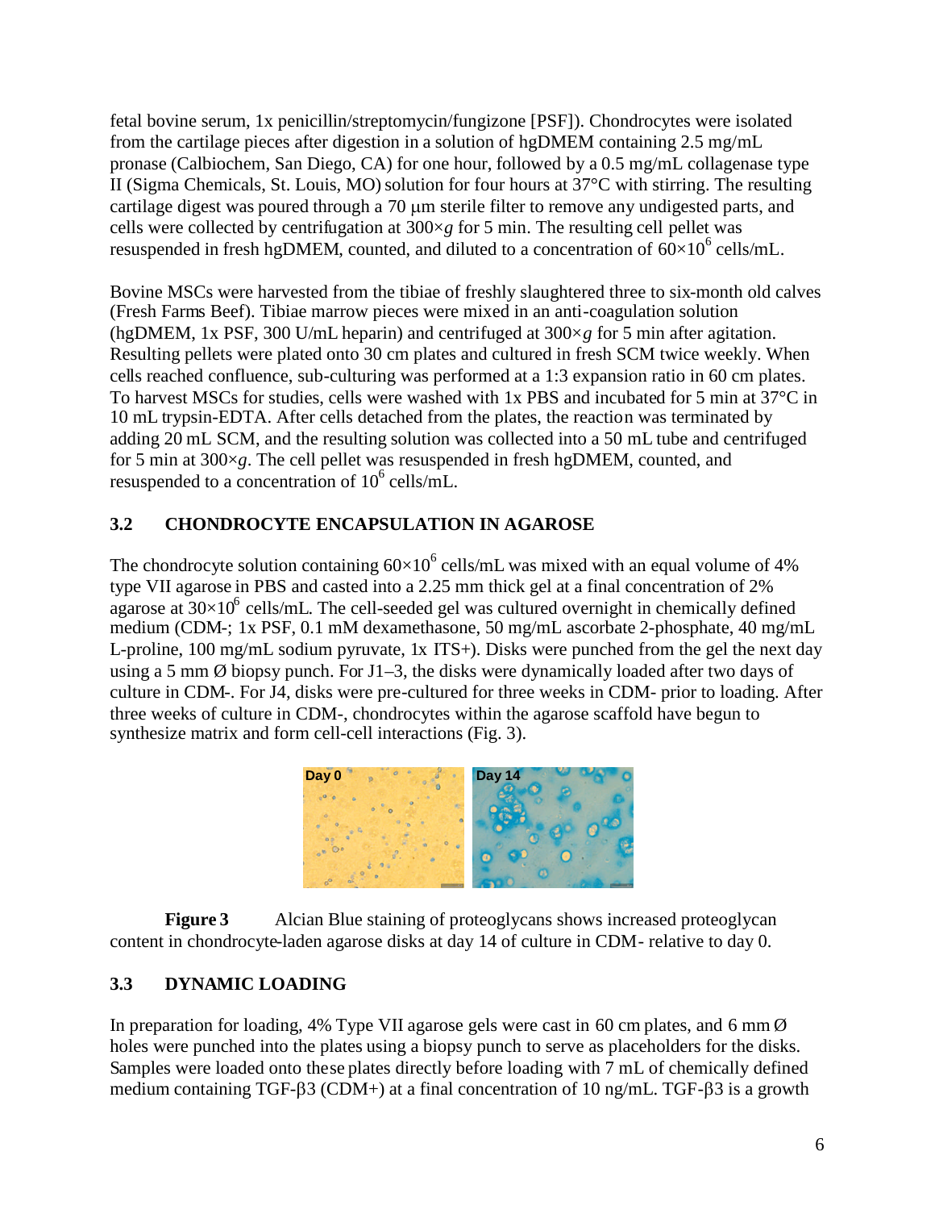fetal bovine serum, 1x penicillin/streptomycin/fungizone [PSF]). Chondrocytes were isolated from the cartilage pieces after digestion in a solution of hgDMEM containing 2.5 mg/mL pronase (Calbiochem, San Diego, CA) for one hour, followed by a 0.5 mg/mL collagenase type II (Sigma Chemicals, St. Louis, MO) solution for four hours at 37°C with stirring. The resulting cartilage digest was poured through a 70 μm sterile filter to remove any undigested parts, and cells were collected by centrifugation at 300×*g* for 5 min. The resulting cell pellet was resuspended in fresh hgDMEM, counted, and diluted to a concentration of $60\times10^6$ cells/mL.

Bovine MSCs were harvested from the tibiae of freshly slaughtered three to six-month old calves (Fresh Farms Beef). Tibiae marrow pieces were mixed in an anti-coagulation solution (hgDMEM, 1x PSF, 300 U/mL heparin) and centrifuged at 300×*g* for 5 min after agitation. Resulting pellets were plated onto 30 cm plates and cultured in fresh SCM twice weekly. When cells reached confluence, sub-culturing was performed at a 1:3 expansion ratio in 60 cm plates. To harvest MSCs for studies, cells were washed with 1x PBS and incubated for 5 min at 37°C in 10 mL trypsin-EDTA. After cells detached from the plates, the reaction was terminated by adding 20 mL SCM, and the resulting solution was collected into a 50 mL tube and centrifuged for 5 min at 300×*g*. The cell pellet was resuspended in fresh hgDMEM, counted, and resuspended to a concentration of $10^6$ cells/mL.

## 3.2 CHONDROCYTE ENCAPSULATION IN AGAROSE

The chondrocyte solution containing $60\times10^6$ cells/mL was mixed with an equal volume of 4% type VII agarose in PBS and casted into a 2.25 mm thick gel at a final concentration of 2% agarose at $30\times10^6$ cells/mL. The cell-seeded gel was cultured overnight in chemically defined medium (CDM-; 1x PSF, 0.1 mM dexamethasone, 50 mg/mL ascorbate 2-phosphate, 40 mg/mL L-proline, 100 mg/mL sodium pyruvate, 1x ITS+). Disks were punched from the gel the next day using a 5 mm Ø biopsy punch. For J1–3, the disks were dynamically loaded after two days of culture in CDM-. For J4, disks were pre-cultured for three weeks in CDM- prior to loading. After three weeks of culture in CDM-, chondrocytes within the agarose scaffold have begun to synthesize matrix and form cell-cell interactions (Fig. 3).

**Figure 3** Alcian Blue staining of proteoglycans shows increased proteoglycan content in chondrocyte-laden agarose disks at day 14 of culture in CDM- relative to day 0.

## 3.3 DYNAMIC LOADING

In preparation for loading, 4% Type VII agarose gels were cast in 60 cm plates, and 6 mm Ø holes were punched into the plates using a biopsy punch to serve as placeholders for the disks. Samples were loaded onto these plates directly before loading with 7 mL of chemically defined medium containing TGF-β3 (CDM+) at a final concentration of 10 ng/mL. TGF-β3 is a growth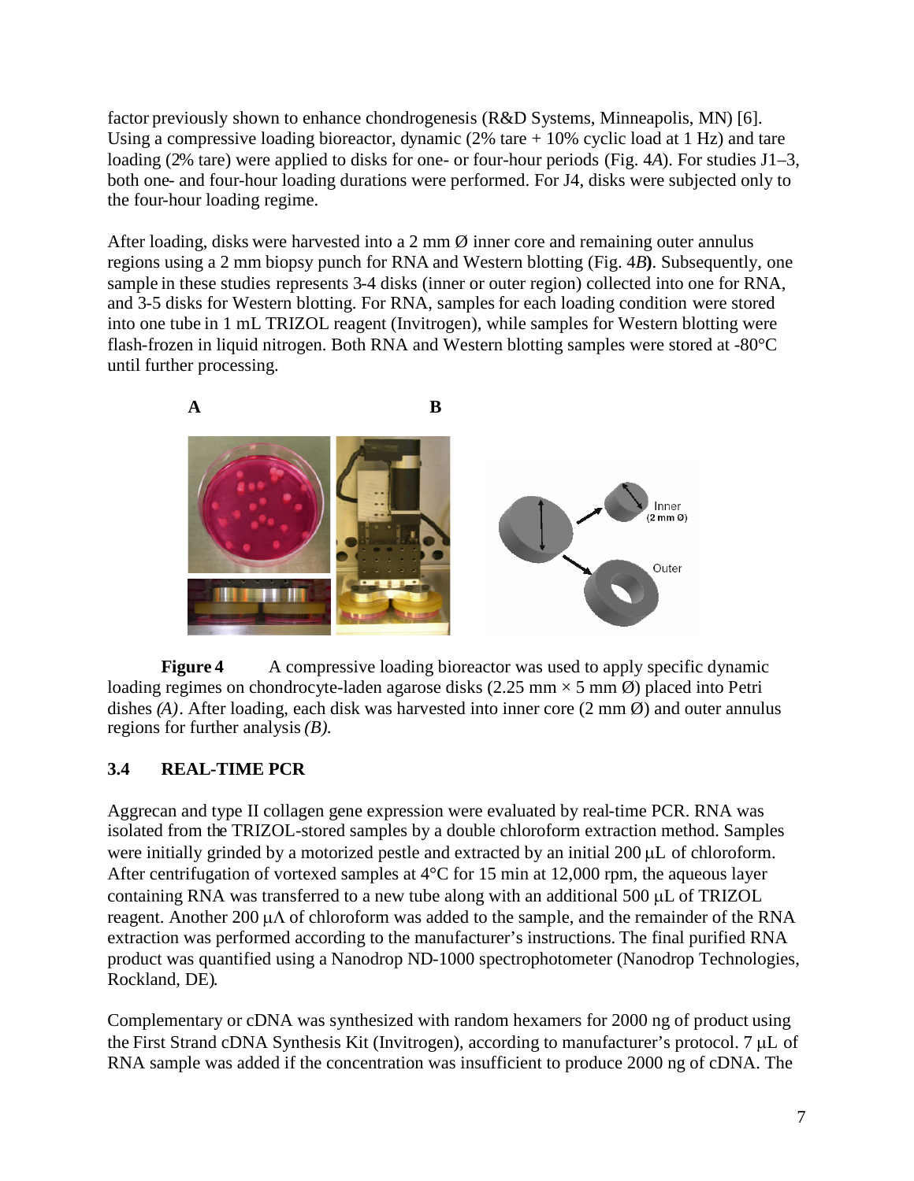factor previously shown to enhance chondrogenesis (R&D Systems, Minneapolis, MN) [6]. Using a compressive loading bioreactor, dynamic (2% tare + 10% cyclic load at 1 Hz) and tare loading (2% tare) were applied to disks for one- or four-hour periods (Fig. 4*A*). For studies J1–3, both one- and four-hour loading durations were performed. For J4, disks were subjected only to the four-hour loading regime.

After loading, disks were harvested into a 2 mm Ø inner core and remaining outer annulus regions using a 2 mm biopsy punch for RNA and Western blotting (Fig. 4*B***)**. Subsequently, one sample in these studies represents 3-4 disks (inner or outer region) collected into one for RNA, and 3-5 disks for Western blotting. For RNA, samples for each loading condition were stored into one tube in 1 mL TRIZOL reagent (Invitrogen), while samples for Western blotting were flash-frozen in liquid nitrogen. Both RNA and Western blotting samples were stored at -80°C until further processing.

**Figure 4** A compressive loading bioreactor was used to apply specific dynamic loading regimes on chondrocyte-laden agarose disks (2.25 mm × 5 mm Ø) placed into Petri dishes *(A)*. After loading, each disk was harvested into inner core (2 mm Ø) and outer annulus regions for further analysis *(B)*.

### 3.4 REAL-TIME PCR

Aggrecan and type II collagen gene expression were evaluated by real-time PCR. RNA was isolated from the TRIZOL-stored samples by a double chloroform extraction method. Samples were initially grinded by a motorized pestle and extracted by an initial 200 μL of chloroform. After centrifugation of vortexed samples at 4°C for 15 min at 12,000 rpm, the aqueous layer containing RNA was transferred to a new tube along with an additional 500 μL of TRIZOL reagent. Another 200 μΛ of chloroform was added to the sample, and the remainder of the RNA extraction was performed according to the manufacturer's instructions. The final purified RNA product was quantified using a Nanodrop ND-1000 spectrophotometer (Nanodrop Technologies, Rockland, DE).

Complementary or cDNA was synthesized with random hexamers for 2000 ng of product using the First Strand cDNA Synthesis Kit (Invitrogen), according to manufacturer's protocol. 7 μL of RNA sample was added if the concentration was insufficient to produce 2000 ng of cDNA. The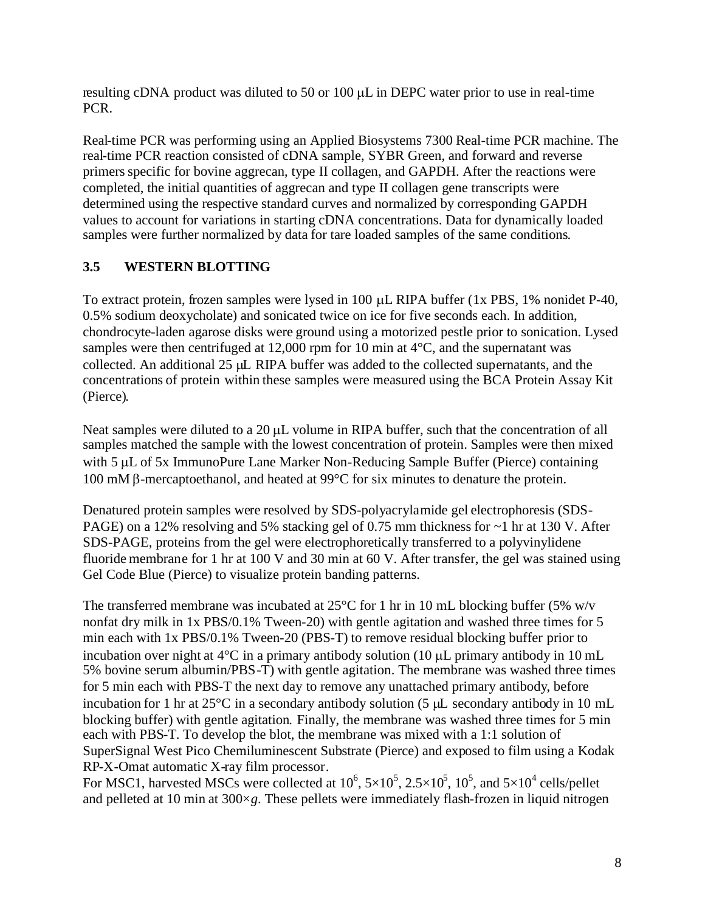resulting cDNA product was diluted to 50 or 100 μL in DEPC water prior to use in real-time PCR.

Real-time PCR was performing using an Applied Biosystems 7300 Real-time PCR machine. The real-time PCR reaction consisted of cDNA sample, SYBR Green, and forward and reverse primers specific for bovine aggrecan, type II collagen, and GAPDH. After the reactions were completed, the initial quantities of aggrecan and type II collagen gene transcripts were determined using the respective standard curves and normalized by corresponding GAPDH values to account for variations in starting cDNA concentrations. Data for dynamically loaded samples were further normalized by data for tare loaded samples of the same conditions.

### 3.5 WESTERN BLOTTING

To extract protein, frozen samples were lysed in 100 μL RIPA buffer (1x PBS, 1% nonidet P-40, 0.5% sodium deoxycholate) and sonicated twice on ice for five seconds each. In addition, chondrocyte-laden agarose disks were ground using a motorized pestle prior to sonication. Lysed samples were then centrifuged at 12,000 rpm for 10 min at 4°C, and the supernatant was collected. An additional 25 μL RIPA buffer was added to the collected supernatants, and the concentrations of protein within these samples were measured using the BCA Protein Assay Kit (Pierce).

Neat samples were diluted to a 20 μL volume in RIPA buffer, such that the concentration of all samples matched the sample with the lowest concentration of protein. Samples were then mixed with 5 μL of 5x ImmunoPure Lane Marker Non-Reducing Sample Buffer (Pierce) containing 100 mM β-mercaptoethanol, and heated at 99°C for six minutes to denature the protein.

Denatured protein samples were resolved by SDS-polyacrylamide gel electrophoresis (SDS-PAGE) on a 12% resolving and 5% stacking gel of 0.75 mm thickness for ~1 hr at 130 V. After SDS-PAGE, proteins from the gel were electrophoretically transferred to a polyvinylidene fluoride membrane for 1 hr at 100 V and 30 min at 60 V. After transfer, the gel was stained using Gel Code Blue (Pierce) to visualize protein banding patterns.

The transferred membrane was incubated at 25°C for 1 hr in 10 mL blocking buffer (5% w/v nonfat dry milk in 1x PBS/0.1% Tween-20) with gentle agitation and washed three times for 5 min each with 1x PBS/0.1% Tween-20 (PBS-T) to remove residual blocking buffer prior to incubation over night at 4°C in a primary antibody solution (10 μL primary antibody in 10 mL 5% bovine serum albumin/PBS-T) with gentle agitation. The membrane was washed three times for 5 min each with PBS-T the next day to remove any unattached primary antibody, before incubation for 1 hr at 25°C in a secondary antibody solution (5 μL secondary antibody in 10 mL blocking buffer) with gentle agitation. Finally, the membrane was washed three times for 5 min each with PBS-T. To develop the blot, the membrane was mixed with a 1:1 solution of SuperSignal West Pico Chemiluminescent Substrate (Pierce) and exposed to film using a Kodak RP-X-Omat automatic X-ray film processor.

For MSC1, harvested MSCs were collected at $10^6$, $5\times10^5$, $2.5\times10^5$, $10^5$, and $5\times10^4$ cells/pellet and pelleted at 10 min at $300\times g$. These pellets were immediately flash-frozen in liquid nitrogen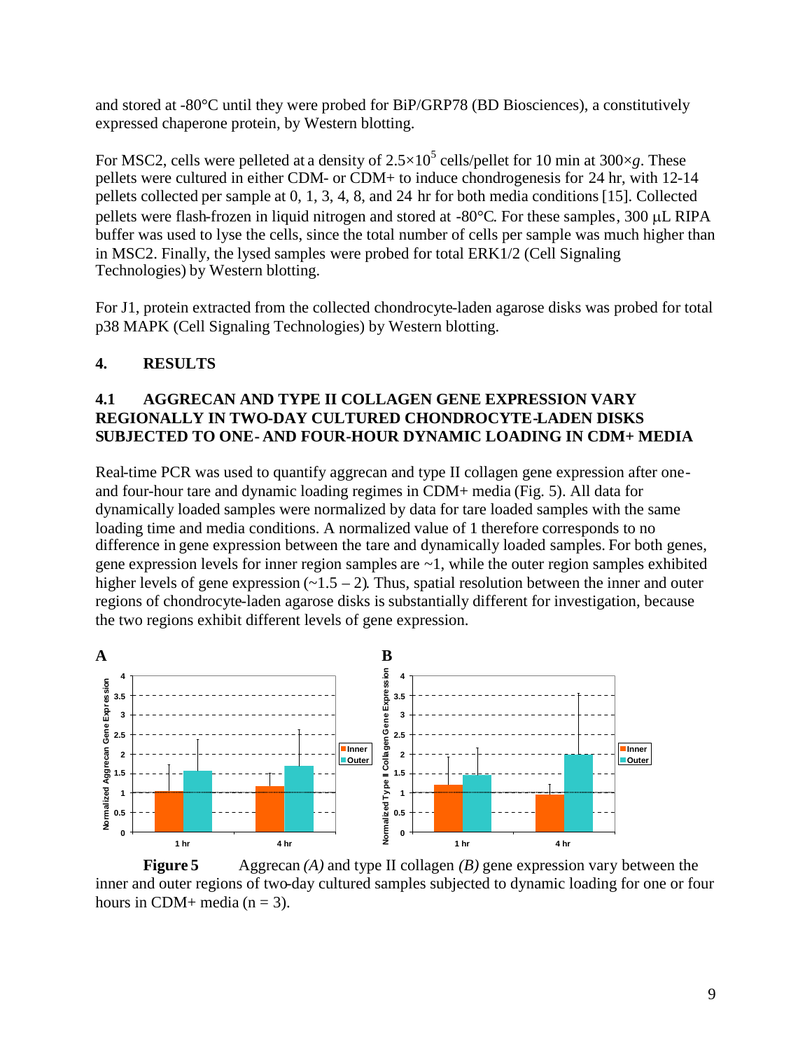and stored at -80°C until they were probed for BiP/GRP78 (BD Biosciences), a constitutively expressed chaperone protein, by Western blotting.

For MSC2, cells were pelleted at a density of $2.5 \times 10^5$ cells/pellet for 10 min at $300 \times g$. These pellets were cultured in either CDM- or CDM+ to induce chondrogenesis for 24 hr, with 12-14 pellets collected per sample at 0, 1, 3, 4, 8, and 24 hr for both media conditions [15]. Collected pellets were flash-frozen in liquid nitrogen and stored at -80°C. For these samples, 300 μL RIPA buffer was used to lyse the cells, since the total number of cells per sample was much higher than in MSC2. Finally, the lysed samples were probed for total ERK1/2 (Cell Signaling Technologies) by Western blotting.

For J1, protein extracted from the collected chondrocyte-laden agarose disks was probed for total p38 MAPK (Cell Signaling Technologies) by Western blotting.

## 4. RESULTS

### 4.1 AGGRECAN AND TYPE II COLLAGEN GENE EXPRESSION VARY REGIONALLY IN TWO-DAY CULTURED CHONDROCYTE-LADEN DISKS SUBJECTED TO ONE- AND FOUR-HOUR DYNAMIC LOADING IN CDM+ MEDIA

Real-time PCR was used to quantify aggrecan and type II collagen gene expression after one- and four-hour tare and dynamic loading regimes in CDM+ media (Fig. 5). All data for dynamically loaded samples were normalized by data for tare loaded samples with the same loading time and media conditions. A normalized value of 1 therefore corresponds to no difference in gene expression between the tare and dynamically loaded samples. For both genes, gene expression levels for inner region samples are ~1, while the outer region samples exhibited higher levels of gene expression (~1.5 – 2). Thus, spatial resolution between the inner and outer regions of chondrocyte-laden agarose disks is substantially different for investigation, because the two regions exhibit different levels of gene expression.

**Figure 5** Aggrecan *(A)* and type II collagen *(B)* gene expression vary between the inner and outer regions of two-day cultured samples subjected to dynamic loading for one or four hours in CDM+ media (n = 3).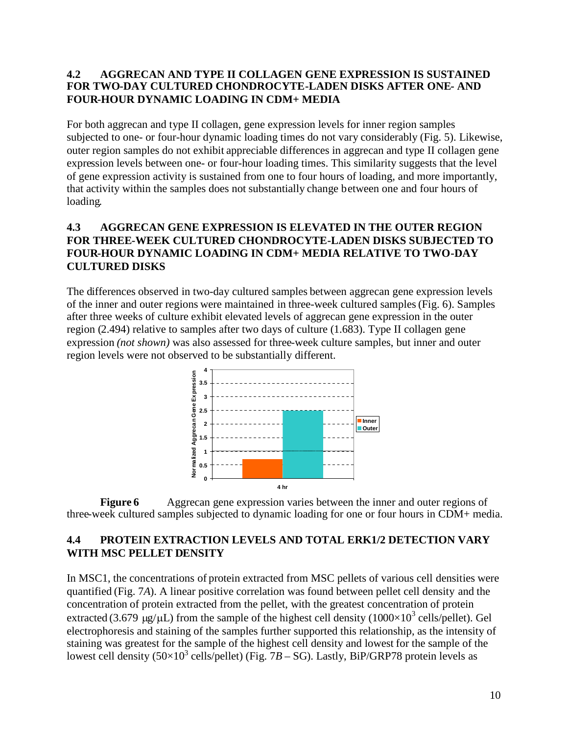## 4.2 AGGRECAN AND TYPE II COLLAGEN GENE EXPRESSION IS SUSTAINED FOR TWO-DAY CULTURED CHONDROCYTE-LADEN DISKS AFTER ONE- AND FOUR-HOUR DYNAMIC LOADING IN CDM+ MEDIA

For both aggrecan and type II collagen, gene expression levels for inner region samples subjected to one- or four-hour dynamic loading times do not vary considerably (Fig. 5). Likewise, outer region samples do not exhibit appreciable differences in aggrecan and type II collagen gene expression levels between one- or four-hour loading times. This similarity suggests that the level of gene expression activity is sustained from one to four hours of loading, and more importantly, that activity within the samples does not substantially change between one and four hours of loading.

## 4.3 AGGRECAN GENE EXPRESSION IS ELEVATED IN THE OUTER REGION FOR THREE-WEEK CULTURED CHONDROCYTE-LADEN DISKS SUBJECTED TO FOUR-HOUR DYNAMIC LOADING IN CDM+ MEDIA RELATIVE TO TWO-DAY CULTURED DISKS

The differences observed in two-day cultured samples between aggrecan gene expression levels of the inner and outer regions were maintained in three-week cultured samples (Fig. 6). Samples after three weeks of culture exhibit elevated levels of aggrecan gene expression in the outer region (2.494) relative to samples after two days of culture (1.683). Type II collagen gene expression *(not shown)* was also assessed for three-week culture samples, but inner and outer region levels were not observed to be substantially different.

**Figure 6** Aggrecan gene expression varies between the inner and outer regions of three-week cultured samples subjected to dynamic loading for one or four hours in CDM+ media.

## 4.4 PROTEIN EXTRACTION LEVELS AND TOTAL ERK1/2 DETECTION VARY WITH MSC PELLET DENSITY

In MSC1, the concentrations of protein extracted from MSC pellets of various cell densities were quantified (Fig. 7*A*). A linear positive correlation was found between pellet cell density and the concentration of protein extracted from the pellet, with the greatest concentration of protein extracted (3.679 μg/μL) from the sample of the highest cell density ($1000\times10^3$ cells/pellet). Gel electrophoresis and staining of the samples further supported this relationship, as the intensity of staining was greatest for the sample of the highest cell density and lowest for the sample of the lowest cell density ($50\times10^3$ cells/pellet) (Fig. 7*B* – SG). Lastly, BiP/GRP78 protein levels as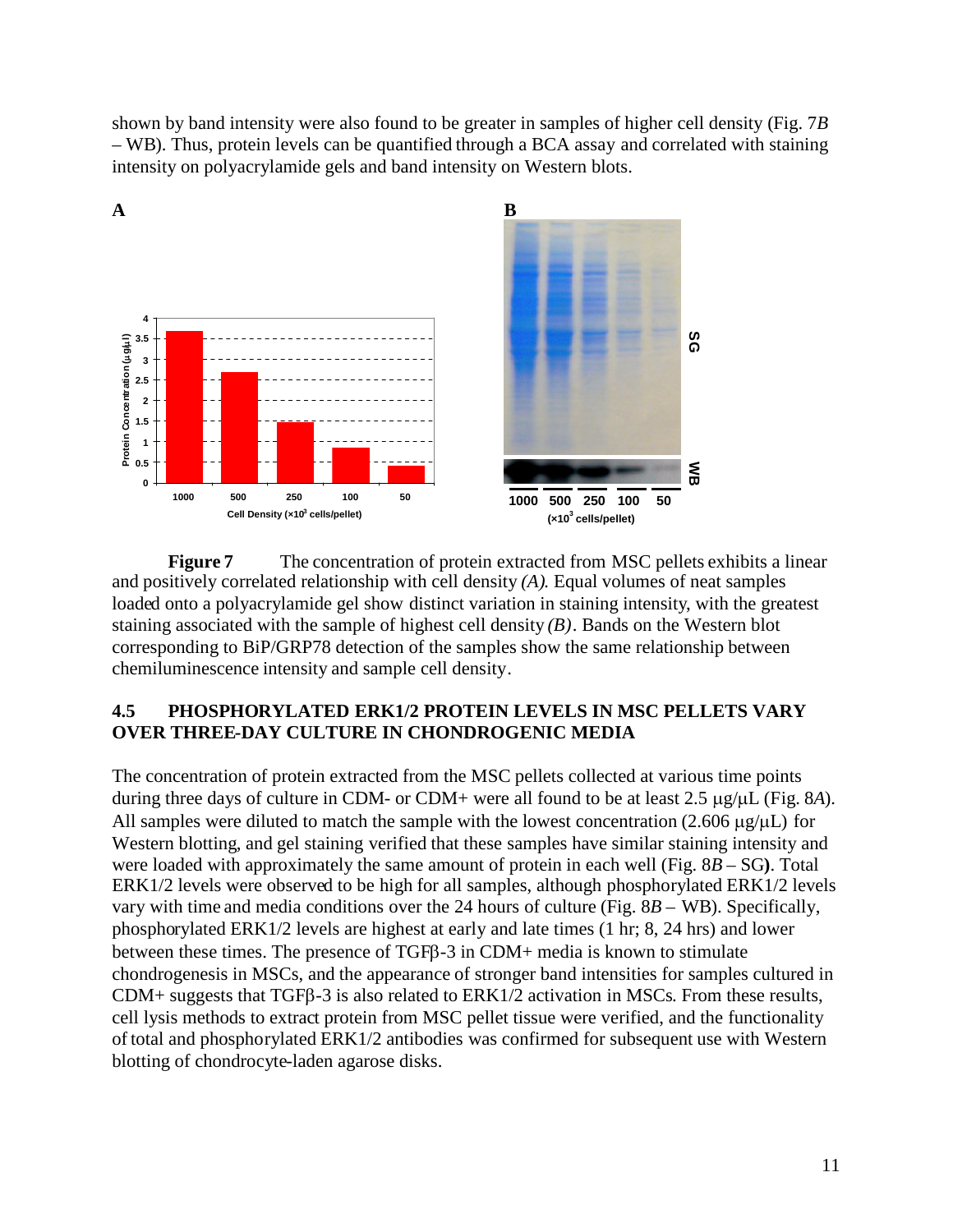shown by band intensity were also found to be greater in samples of higher cell density (Fig. 7*B* – WB). Thus, protein levels can be quantified through a BCA assay and correlated with staining intensity on polyacrylamide gels and band intensity on Western blots.

**Figure 7** The concentration of protein extracted from MSC pellets exhibits a linear and positively correlated relationship with cell density *(A)*. Equal volumes of neat samples loaded onto a polyacrylamide gel show distinct variation in staining intensity, with the greatest staining associated with the sample of highest cell density *(B)*. Bands on the Western blot corresponding to BiP/GRP78 detection of the samples show the same relationship between chemiluminescence intensity and sample cell density.

### 4.5 PHOSPHORYLATED ERK1/2 PROTEIN LEVELS IN MSC PELLETS VARY OVER THREE-DAY CULTURE IN CHONDROGENIC MEDIA

The concentration of protein extracted from the MSC pellets collected at various time points during three days of culture in CDM- or CDM+ were all found to be at least 2.5 μg/μL (Fig. 8*A*). All samples were diluted to match the sample with the lowest concentration (2.606 μg/μL) for Western blotting, and gel staining verified that these samples have similar staining intensity and were loaded with approximately the same amount of protein in each well (Fig. 8*B* – SG**)**. Total ERK1/2 levels were observed to be high for all samples, although phosphorylated ERK1/2 levels vary with time and media conditions over the 24 hours of culture (Fig. 8*B* – WB). Specifically, phosphorylated ERK1/2 levels are highest at early and late times (1 hr; 8, 24 hrs) and lower between these times. The presence of TGFβ-3 in CDM+ media is known to stimulate chondrogenesis in MSCs, and the appearance of stronger band intensities for samples cultured in CDM+ suggests that TGFβ-3 is also related to ERK1/2 activation in MSCs. From these results, cell lysis methods to extract protein from MSC pellet tissue were verified, and the functionality of total and phosphorylated ERK1/2 antibodies was confirmed for subsequent use with Western blotting of chondrocyte-laden agarose disks.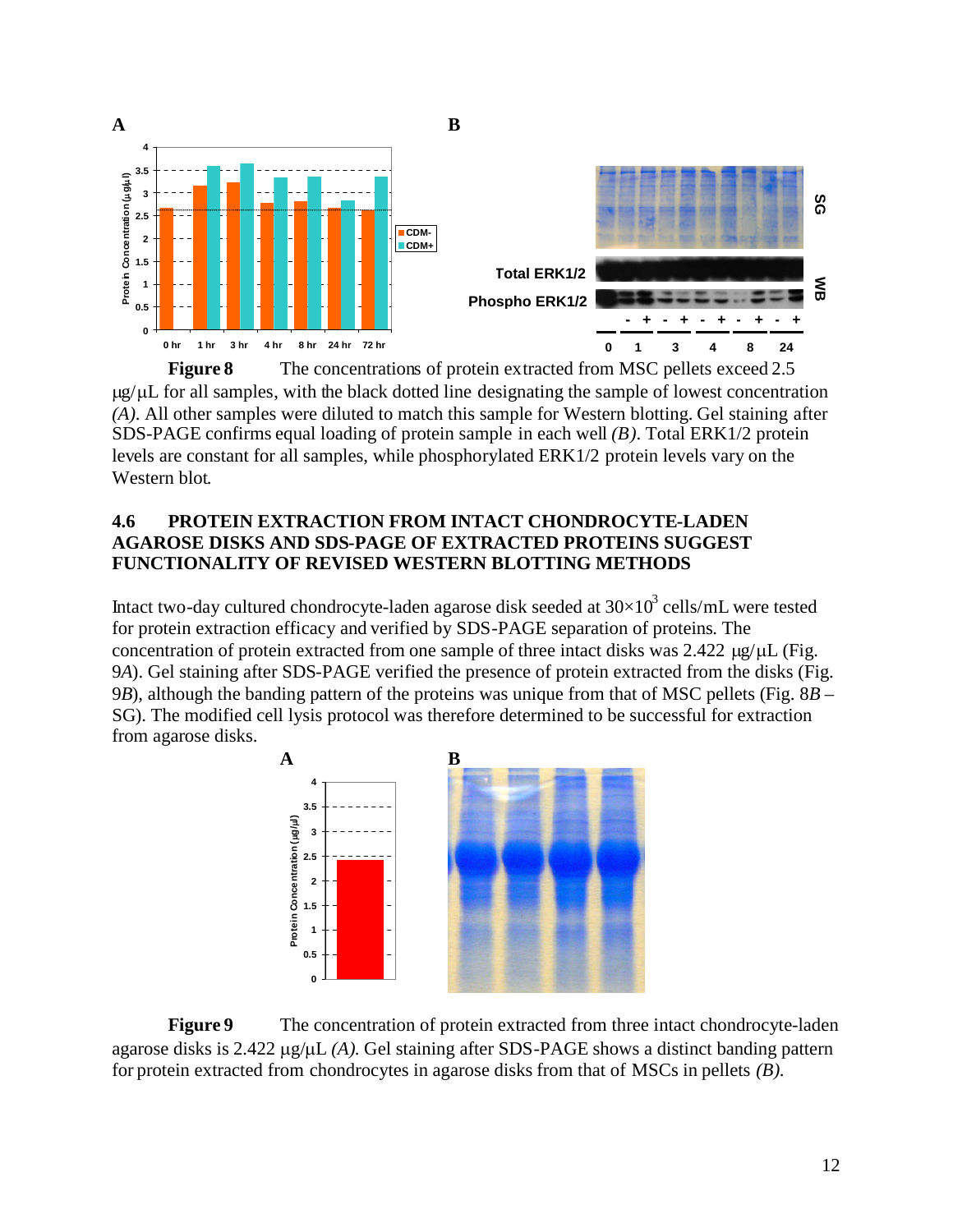**Figure 8** The concentrations of protein extracted from MSC pellets exceed 2.5 μg/μL for all samples, with the black dotted line designating the sample of lowest concentration *(A)*. All other samples were diluted to match this sample for Western blotting. Gel staining after SDS-PAGE confirms equal loading of protein sample in each well *(B)*. Total ERK1/2 protein levels are constant for all samples, while phosphorylated ERK1/2 protein levels vary on the Western blot.

## 4.6 PROTEIN EXTRACTION FROM INTACT CHONDROCYTE-LADEN AGAROSE DISKS AND SDS-PAGE OF EXTRACTED PROTEINS SUGGEST FUNCTIONALITY OF REVISED WESTERN BLOTTING METHODS

Intact two-day cultured chondrocyte-laden agarose disk seeded at $30\times10^3$ cells/mL were tested for protein extraction efficacy and verified by SDS-PAGE separation of proteins. The concentration of protein extracted from one sample of three intact disks was 2.422 μg/μL (Fig. 9*A*). Gel staining after SDS-PAGE verified the presence of protein extracted from the disks (Fig. 9*B*), although the banding pattern of the proteins was unique from that of MSC pellets (Fig. 8*B* – SG). The modified cell lysis protocol was therefore determined to be successful for extraction from agarose disks.

**Figure 9** The concentration of protein extracted from three intact chondrocyte-laden agarose disks is 2.422 μg/μL *(A)*. Gel staining after SDS-PAGE shows a distinct banding pattern for protein extracted from chondrocytes in agarose disks from that of MSCs in pellets *(B)*.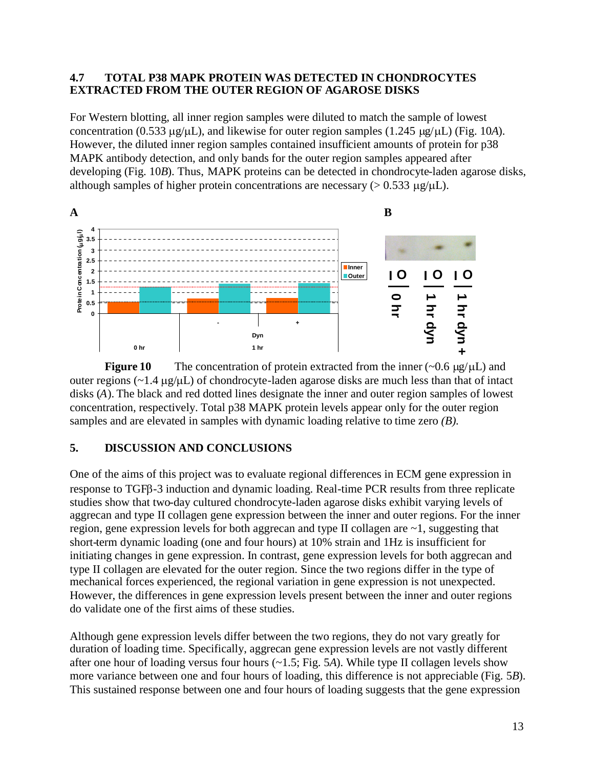## 4.7 TOTAL P38 MAPK PROTEIN WAS DETECTED IN CHONDROCYTES EXTRACTED FROM THE OUTER REGION OF AGAROSE DISKS

For Western blotting, all inner region samples were diluted to match the sample of lowest concentration (0.533 μg/μL), and likewise for outer region samples (1.245 μg/μL) (Fig. 10*A*). However, the diluted inner region samples contained insufficient amounts of protein for p38 MAPK antibody detection, and only bands for the outer region samples appeared after developing (Fig. 10*B*). Thus, MAPK proteins can be detected in chondrocyte-laden agarose disks, although samples of higher protein concentrations are necessary (> 0.533 μg/μL).

**Figure 10** The concentration of protein extracted from the inner (~0.6 μg/μL) and outer regions (~1.4 μg/μL) of chondrocyte-laden agarose disks are much less than that of intact disks (*A*). The black and red dotted lines designate the inner and outer region samples of lowest concentration, respectively. Total p38 MAPK protein levels appear only for the outer region samples and are elevated in samples with dynamic loading relative to time zero *(B).*

## 5. DISCUSSION AND CONCLUSIONS

One of the aims of this project was to evaluate regional differences in ECM gene expression in response to TGFβ-3 induction and dynamic loading. Real-time PCR results from three replicate studies show that two-day cultured chondrocyte-laden agarose disks exhibit varying levels of aggrecan and type II collagen gene expression between the inner and outer regions. For the inner region, gene expression levels for both aggrecan and type II collagen are ~1, suggesting that short-term dynamic loading (one and four hours) at 10% strain and 1Hz is insufficient for initiating changes in gene expression. In contrast, gene expression levels for both aggrecan and type II collagen are elevated for the outer region. Since the two regions differ in the type of mechanical forces experienced, the regional variation in gene expression is not unexpected. However, the differences in gene expression levels present between the inner and outer regions do validate one of the first aims of these studies.

Although gene expression levels differ between the two regions, they do not vary greatly for duration of loading time. Specifically, aggrecan gene expression levels are not vastly different after one hour of loading versus four hours (~1.5; Fig. 5*A*). While type II collagen levels show more variance between one and four hours of loading, this difference is not appreciable (Fig. 5*B*). This sustained response between one and four hours of loading suggests that the gene expression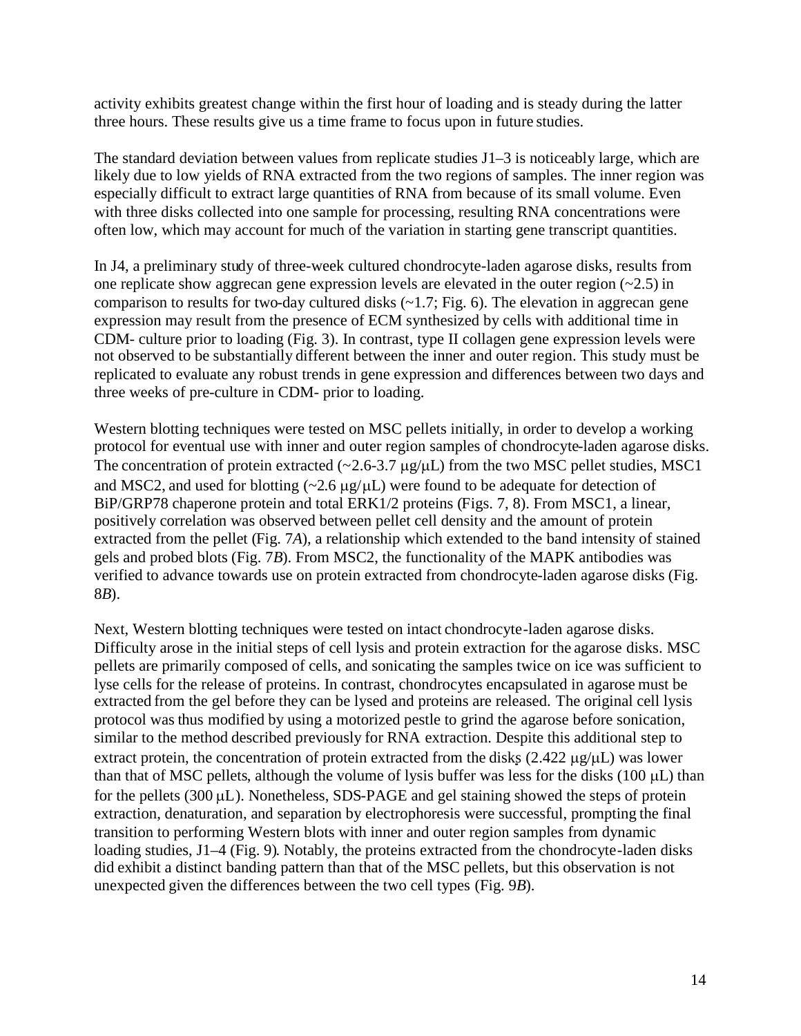activity exhibits greatest change within the first hour of loading and is steady during the latter three hours. These results give us a time frame to focus upon in future studies.

The standard deviation between values from replicate studies J1–3 is noticeably large, which are likely due to low yields of RNA extracted from the two regions of samples. The inner region was especially difficult to extract large quantities of RNA from because of its small volume. Even with three disks collected into one sample for processing, resulting RNA concentrations were often low, which may account for much of the variation in starting gene transcript quantities.

In J4, a preliminary study of three-week cultured chondrocyte-laden agarose disks, results from one replicate show aggrecan gene expression levels are elevated in the outer region (~2.5) in comparison to results for two-day cultured disks (~1.7; Fig. 6). The elevation in aggrecan gene expression may result from the presence of ECM synthesized by cells with additional time in CDM- culture prior to loading (Fig. 3). In contrast, type II collagen gene expression levels were not observed to be substantially different between the inner and outer region. This study must be replicated to evaluate any robust trends in gene expression and differences between two days and three weeks of pre-culture in CDM- prior to loading.

Western blotting techniques were tested on MSC pellets initially, in order to develop a working protocol for eventual use with inner and outer region samples of chondrocyte-laden agarose disks. The concentration of protein extracted (~2.6-3.7 μg/μL) from the two MSC pellet studies, MSC1 and MSC2, and used for blotting (~2.6 μg/μL) were found to be adequate for detection of BiP/GRP78 chaperone protein and total ERK1/2 proteins (Figs. 7, 8). From MSC1, a linear, positively correlation was observed between pellet cell density and the amount of protein extracted from the pellet (Fig. 7*A*), a relationship which extended to the band intensity of stained gels and probed blots (Fig. 7*B*). From MSC2, the functionality of the MAPK antibodies was verified to advance towards use on protein extracted from chondrocyte-laden agarose disks (Fig. 8*B*).

Next, Western blotting techniques were tested on intact chondrocyte-laden agarose disks. Difficulty arose in the initial steps of cell lysis and protein extraction for the agarose disks. MSC pellets are primarily composed of cells, and sonicating the samples twice on ice was sufficient to lyse cells for the release of proteins. In contrast, chondrocytes encapsulated in agarose must be extracted from the gel before they can be lysed and proteins are released. The original cell lysis protocol was thus modified by using a motorized pestle to grind the agarose before sonication, similar to the method described previously for RNA extraction. Despite this additional step to extract protein, the concentration of protein extracted from the disks (2.422 μg/μL) was lower than that of MSC pellets, although the volume of lysis buffer was less for the disks (100 μL) than for the pellets (300 μL). Nonetheless, SDS-PAGE and gel staining showed the steps of protein extraction, denaturation, and separation by electrophoresis were successful, prompting the final transition to performing Western blots with inner and outer region samples from dynamic loading studies, J1–4 (Fig. 9). Notably, the proteins extracted from the chondrocyte-laden disks did exhibit a distinct banding pattern than that of the MSC pellets, but this observation is not unexpected given the differences between the two cell types (Fig. 9*B*).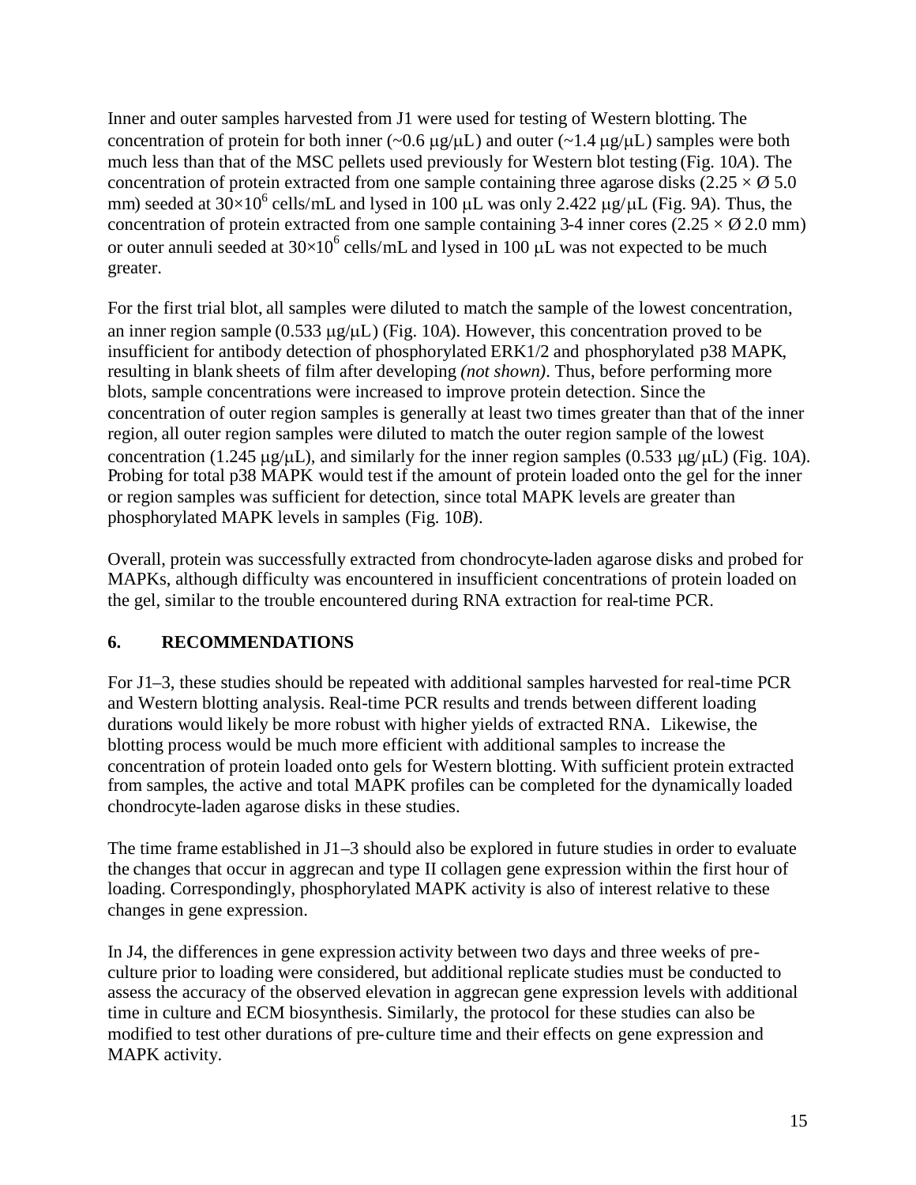Inner and outer samples harvested from J1 were used for testing of Western blotting. The concentration of protein for both inner (~0.6 μg/μL) and outer (~1.4 μg/μL) samples were both much less than that of the MSC pellets used previously for Western blot testing (Fig. 10*A*). The concentration of protein extracted from one sample containing three agarose disks (2.25 × Ø 5.0 mm) seeded at $30\times10^6$ cells/mL and lysed in 100 μL was only 2.422 μg/μL (Fig. 9*A*). Thus, the concentration of protein extracted from one sample containing 3-4 inner cores (2.25 × Ø 2.0 mm) or outer annuli seeded at $30\times10^6$ cells/mL and lysed in 100 μL was not expected to be much greater.

For the first trial blot, all samples were diluted to match the sample of the lowest concentration, an inner region sample (0.533 μg/μL) (Fig. 10*A*). However, this concentration proved to be insufficient for antibody detection of phosphorylated ERK1/2 and phosphorylated p38 MAPK, resulting in blank sheets of film after developing *(not shown)*. Thus, before performing more blots, sample concentrations were increased to improve protein detection. Since the concentration of outer region samples is generally at least two times greater than that of the inner region, all outer region samples were diluted to match the outer region sample of the lowest concentration (1.245 μg/μL), and similarly for the inner region samples (0.533 μg/μL) (Fig. 10*A*). Probing for total p38 MAPK would test if the amount of protein loaded onto the gel for the inner or region samples was sufficient for detection, since total MAPK levels are greater than phosphorylated MAPK levels in samples (Fig. 10*B*).

Overall, protein was successfully extracted from chondrocyte-laden agarose disks and probed for MAPKs, although difficulty was encountered in insufficient concentrations of protein loaded on the gel, similar to the trouble encountered during RNA extraction for real-time PCR.

## 6. RECOMMENDATIONS

For J1–3, these studies should be repeated with additional samples harvested for real-time PCR and Western blotting analysis. Real-time PCR results and trends between different loading durations would likely be more robust with higher yields of extracted RNA. Likewise, the blotting process would be much more efficient with additional samples to increase the concentration of protein loaded onto gels for Western blotting. With sufficient protein extracted from samples, the active and total MAPK profiles can be completed for the dynamically loaded chondrocyte-laden agarose disks in these studies.

The time frame established in J1–3 should also be explored in future studies in order to evaluate the changes that occur in aggrecan and type II collagen gene expression within the first hour of loading. Correspondingly, phosphorylated MAPK activity is also of interest relative to these changes in gene expression.

In J4, the differences in gene expression activity between two days and three weeks of pre-culture prior to loading were considered, but additional replicate studies must be conducted to assess the accuracy of the observed elevation in aggrecan gene expression levels with additional time in culture and ECM biosynthesis. Similarly, the protocol for these studies can also be modified to test other durations of pre-culture time and their effects on gene expression and MAPK activity.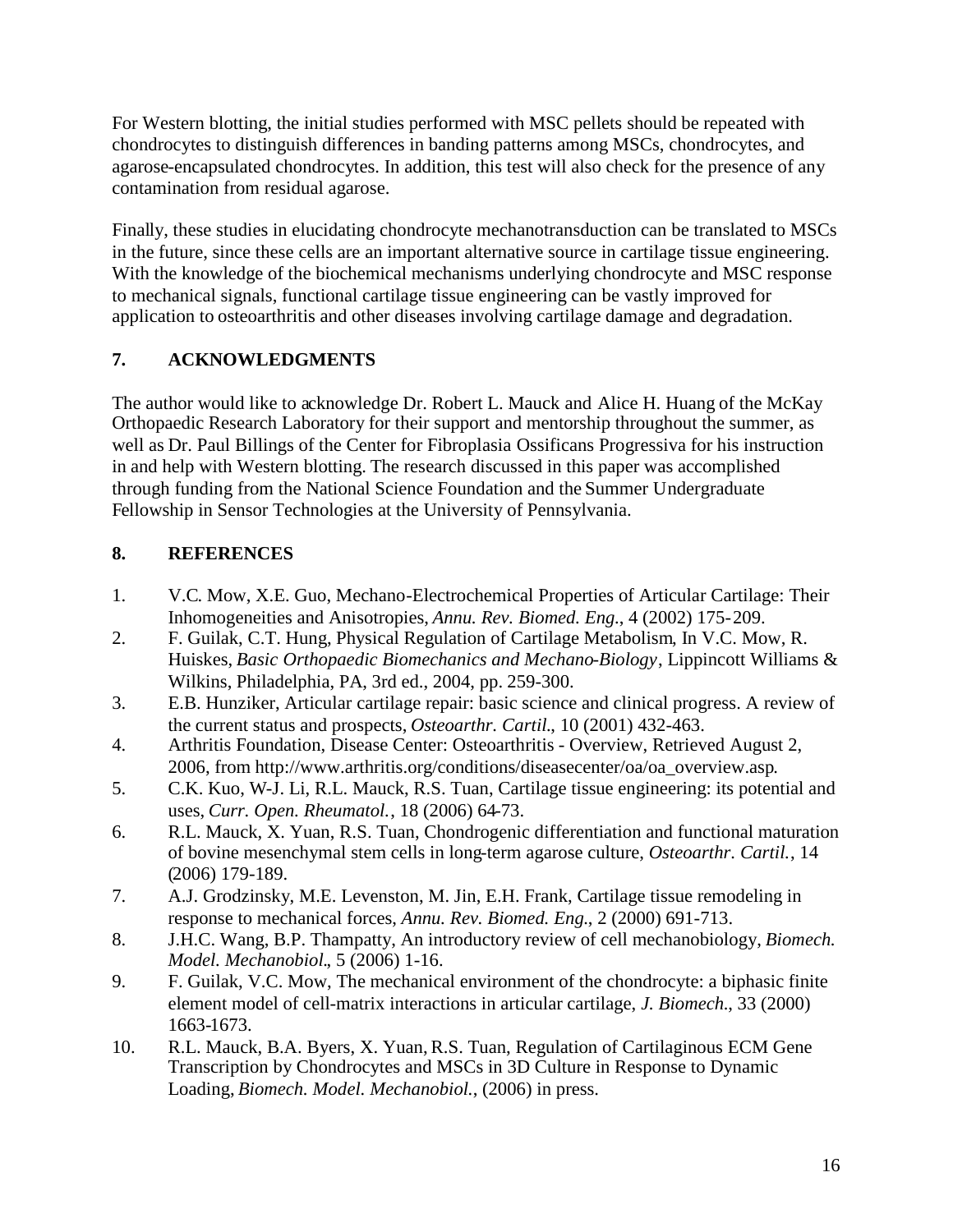For Western blotting, the initial studies performed with MSC pellets should be repeated with chondrocytes to distinguish differences in banding patterns among MSCs, chondrocytes, and agarose-encapsulated chondrocytes. In addition, this test will also check for the presence of any contamination from residual agarose.

Finally, these studies in elucidating chondrocyte mechanotransduction can be translated to MSCs in the future, since these cells are an important alternative source in cartilage tissue engineering. With the knowledge of the biochemical mechanisms underlying chondrocyte and MSC response to mechanical signals, functional cartilage tissue engineering can be vastly improved for application to osteoarthritis and other diseases involving cartilage damage and degradation.

## 7. ACKNOWLEDGMENTS

The author would like to acknowledge Dr. Robert L. Mauck and Alice H. Huang of the McKay Orthopaedic Research Laboratory for their support and mentorship throughout the summer, as well as Dr. Paul Billings of the Center for Fibroplasia Ossificans Progressiva for his instruction in and help with Western blotting. The research discussed in this paper was accomplished through funding from the National Science Foundation and the Summer Undergraduate Fellowship in Sensor Technologies at the University of Pennsylvania.

## 8. REFERENCES

1. V.C. Mow, X.E. Guo, Mechano-Electrochemical Properties of Articular Cartilage: Their Inhomogeneities and Anisotropies, *Annu. Rev. Biomed. Eng.*, 4 (2002) 175-209.
2. F. Guilak, C.T. Hung, Physical Regulation of Cartilage Metabolism, In V.C. Mow, R. Huiskes, *Basic Orthopaedic Biomechanics and Mechano-Biology*, Lippincott Williams & Wilkins, Philadelphia, PA, 3rd ed., 2004, pp. 259-300.
3. E.B. Hunziker, Articular cartilage repair: basic science and clinical progress. A review of the current status and prospects, *Osteoarthr. Cartil.*, 10 (2001) 432-463.
4. Arthritis Foundation, Disease Center: Osteoarthritis - Overview, Retrieved August 2, 2006, from http://www.arthritis.org/conditions/diseasecenter/oa/oa_overview.asp.
5. C.K. Kuo, W-J. Li, R.L. Mauck, R.S. Tuan, Cartilage tissue engineering: its potential and uses, *Curr. Open. Rheumatol.*, 18 (2006) 64-73.
6. R.L. Mauck, X. Yuan, R.S. Tuan, Chondrogenic differentiation and functional maturation of bovine mesenchymal stem cells in long-term agarose culture, *Osteoarthr. Cartil.*, 14 (2006) 179-189.
7. A.J. Grodzinsky, M.E. Levenston, M. Jin, E.H. Frank, Cartilage tissue remodeling in response to mechanical forces, *Annu. Rev. Biomed. Eng.*, 2 (2000) 691-713.
8. J.H.C. Wang, B.P. Thampatty, An introductory review of cell mechanobiology, *Biomech. Model. Mechanobiol.*, 5 (2006) 1-16.
9. F. Guilak, V.C. Mow, The mechanical environment of the chondrocyte: a biphasic finite element model of cell-matrix interactions in articular cartilage, *J. Biomech.*, 33 (2000) 1663-1673.
10. R.L. Mauck, B.A. Byers, X. Yuan, R.S. Tuan, Regulation of Cartilaginous ECM Gene Transcription by Chondrocytes and MSCs in 3D Culture in Response to Dynamic Loading, *Biomech. Model. Mechanobiol.*, (2006) in press.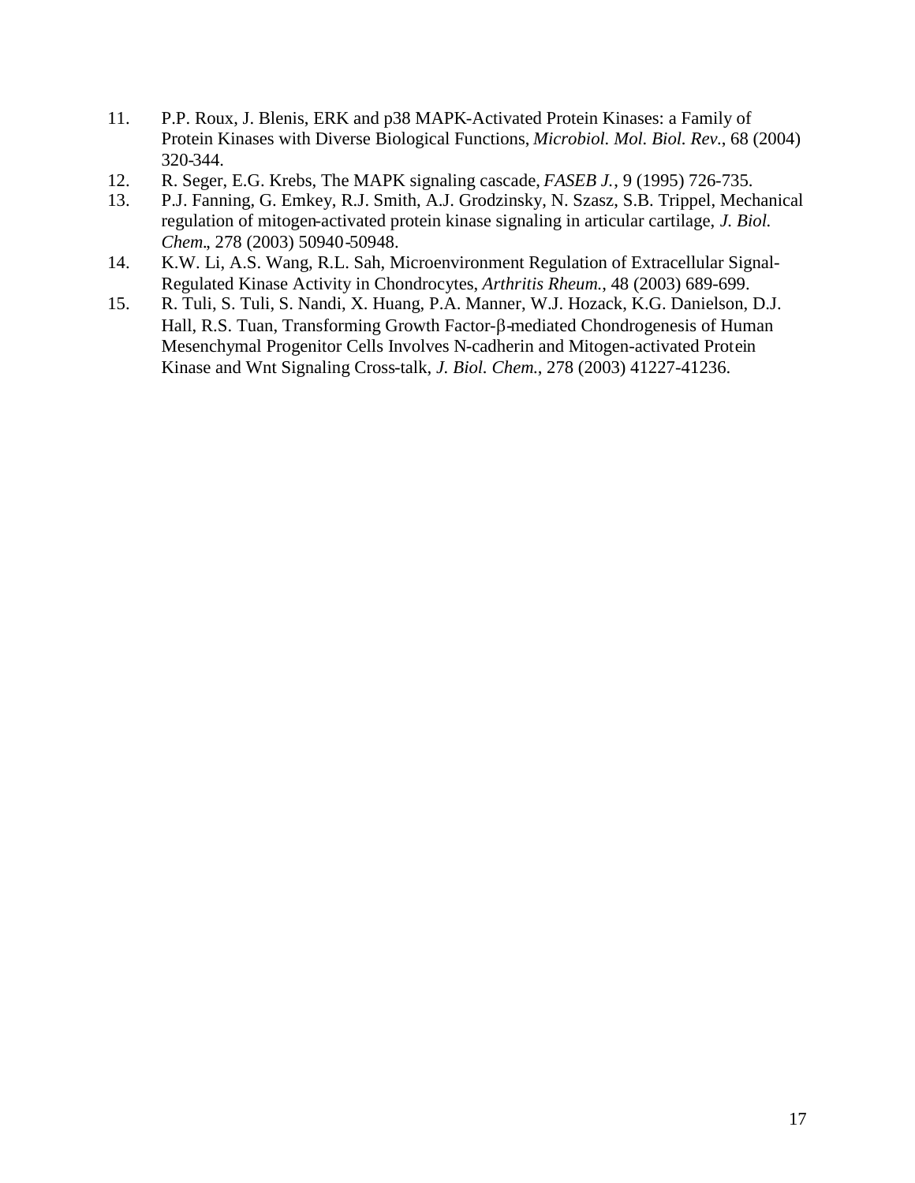11. P.P. Roux, J. Blenis, ERK and p38 MAPK-Activated Protein Kinases: a Family of Protein Kinases with Diverse Biological Functions, *Microbiol. Mol. Biol. Rev.*, 68 (2004) 320-344.
12. R. Seger, E.G. Krebs, The MAPK signaling cascade, *FASEB J.*, 9 (1995) 726-735.
13. P.J. Fanning, G. Emkey, R.J. Smith, A.J. Grodzinsky, N. Szasz, S.B. Trippel, Mechanical regulation of mitogen-activated protein kinase signaling in articular cartilage, *J. Biol. Chem.*, 278 (2003) 50940-50948.
14. K.W. Li, A.S. Wang, R.L. Sah, Microenvironment Regulation of Extracellular Signal-Regulated Kinase Activity in Chondrocytes, *Arthritis Rheum.*, 48 (2003) 689-699.
15. R. Tuli, S. Tuli, S. Nandi, X. Huang, P.A. Manner, W.J. Hozack, K.G. Danielson, D.J. Hall, R.S. Tuan, Transforming Growth Factor-β-mediated Chondrogenesis of Human Mesenchymal Progenitor Cells Involves N-cadherin and Mitogen-activated Protein Kinase and Wnt Signaling Cross-talk, *J. Biol. Chem.*, 278 (2003) 41227-41236.